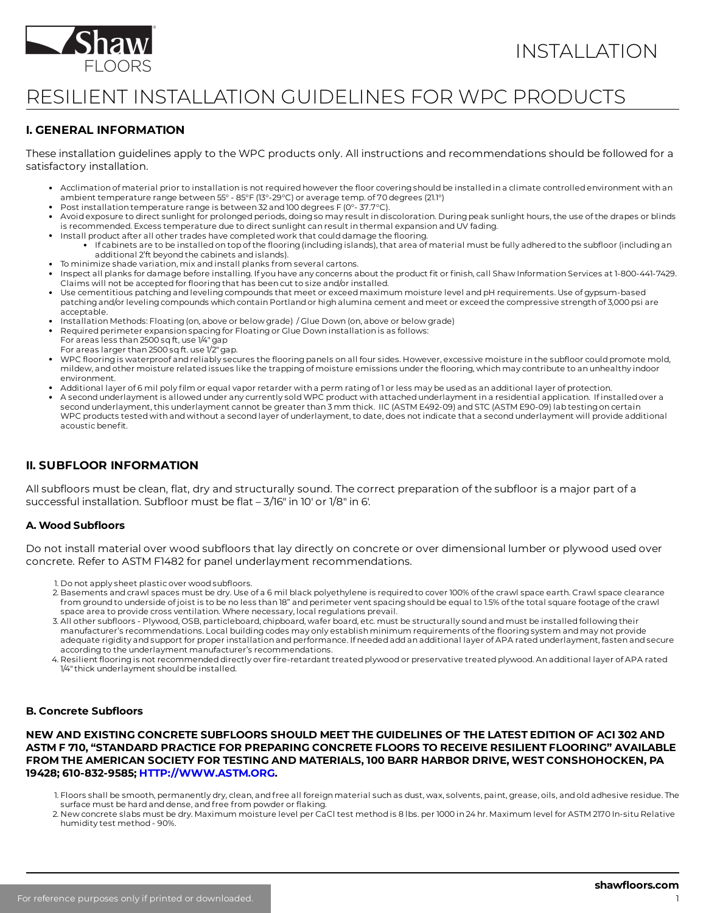INSTALLATION

# RESILIENT INSTALLATION GUIDELINES FOR WPC PRODUCTS

## I. GENERAL INFORMATION

These installation guidelines apply to the WPC products only. All instructions and recommendations should be followed for a satisfactory installation.

- Acclimation of material prior to installation is not required however the floor covering should be installed in a climate controlled environment with an ambient temperature range between 55° - 85°F (13°-29°C) or average temp. of 70 degrees (21.1°)
- Post installation temperature range is between 32 and 100 degrees F (0°- 37.7°C).
- Avoid exposure to direct sunlight for prolonged periods, doing so may result in discoloration. During peak sunlight hours, the use of the drapes or blinds is recommended. Excess temperature due to direct sunlight can result in thermal expansion and UV fading.
- Install product after all other trades have completed work that could damage the flooring.
  - If cabinets are to be installed on top of the flooring (including islands), that area of material must be fully adhered to the subfloor (including an additional 2'ft beyond the cabinets and islands).
- To minimize shade variation, mix and install planks from several cartons.
- Inspect all planks for damage before installing. If you have any concerns about the product fit or finish, call Shaw Information Services at 1-800-441-7429. Claims will not be accepted for flooring that has been cut to size and/or installed.
- Use cementitious patching and leveling compounds that meet or exceed maximum moisture level and pH requirements. Use of gypsum-based patching and/or leveling compounds which contain Portland or high alumina cement and meet or exceed the compressive strength of 3,000 psi are acceptable.
- Installation Methods: Floating (on, above or below grade) / Glue Down (on, above or below grade)
- Required perimeter expansion spacing for Floating or Glue Down installation is as follows:
  For areas less than 2500 sq ft, use 1/4" gap
  For areas larger than 2500 sq ft. use 1/2" gap.
- WPC flooring is waterproof and reliably secures the flooring panels on all four sides. However, excessive moisture in the subfloor could promote mold, mildew, and other moisture related issues like the trapping of moisture emissions under the flooring, which may contribute to an unhealthy indoor environment.
- Additional layer of 6 mil poly film or equal vapor retarder with a perm rating of 1 or less may be used as an additional layer of protection.
- A second underlayment is allowed under any currently sold WPC product with attached underlayment in a residential application. If installed over a second underlayment, this underlayment cannot be greater than 3 mm thick. IIC (ASTM E492-09) and STC (ASTM E90-09) lab testing on certain WPC products tested with and without a second layer of underlayment, to date, does not indicate that a second underlayment will provide additional acoustic benefit.

## II. SUBFLOOR INFORMATION

All subfloors must be clean, flat, dry and structurally sound. The correct preparation of the subfloor is a major part of a successful installation. Subfloor must be flat – 3/16" in 10' or 1/8" in 6'.

### A. Wood Subfloors

Do not install material over wood subfloors that lay directly on concrete or over dimensional lumber or plywood used over concrete. Refer to ASTM F1482 for panel underlayment recommendations.

1. Do not apply sheet plastic over wood subfloors.
2. Basements and crawl spaces must be dry. Use of a 6 mil black polyethylene is required to cover 100% of the crawl space earth. Crawl space clearance from ground to underside of joist is to be no less than 18" and perimeter vent spacing should be equal to 1.5% of the total square footage of the crawl space area to provide cross ventilation. Where necessary, local regulations prevail.
3. All other subfloors - Plywood, OSB, particleboard, chipboard, wafer board, etc. must be structurally sound and must be installed following their manufacturer's recommendations. Local building codes may only establish minimum requirements of the flooring system and may not provide adequate rigidity and support for proper installation and performance. If needed add an additional layer of APA rated underlayment, fasten and secure according to the underlayment manufacturer's recommendations.
4. Resilient flooring is not recommended directly over fire-retardant treated plywood or preservative treated plywood. An additional layer of APA rated 1/4" thick underlayment should be installed.

### B. Concrete Subfloors

**NEW AND EXISTING CONCRETE SUBFLOORS SHOULD MEET THE GUIDELINES OF THE LATEST EDITION OF ACI 302 AND ASTM F 710, "STANDARD PRACTICE FOR PREPARING CONCRETE FLOORS TO RECEIVE RESILIENT FLOORING" AVAILABLE FROM THE AMERICAN SOCIETY FOR TESTING AND MATERIALS, 100 BARR HARBOR DRIVE, WEST CONSHOHOCKEN, PA 19428; 610-832-9585; HTTP://WWW.ASTM.ORG.**

1. Floors shall be smooth, permanently dry, clean, and free all foreign material such as dust, wax, solvents, paint, grease, oils, and old adhesive residue. The surface must be hard and dense, and free from powder or flaking.
2. New concrete slabs must be dry. Maximum moisture level per CaCl test method is 8 lbs. per 1000 in 24 hr. Maximum level for ASTM 2170 In-situ Relative humidity test method - 90%.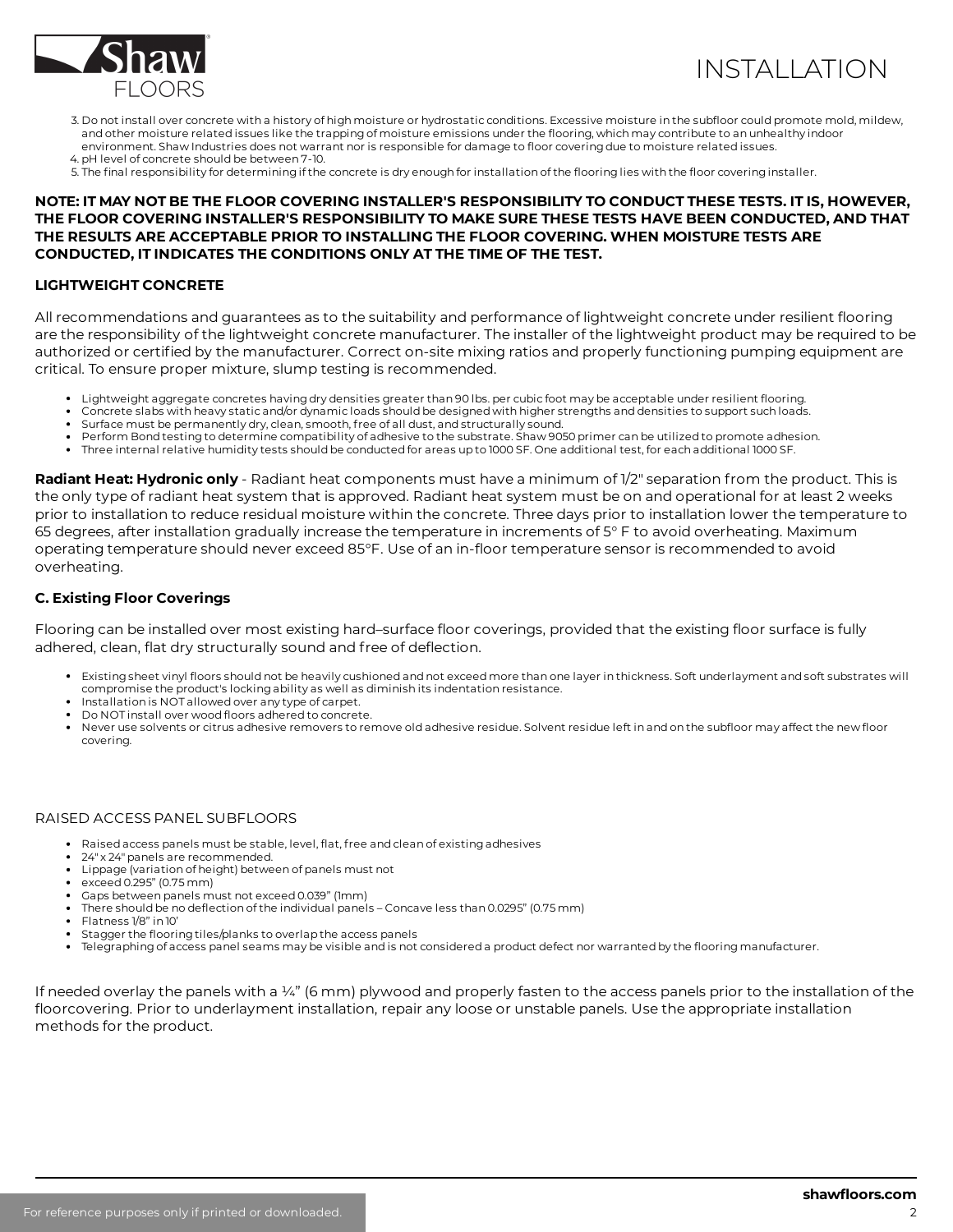3. Do not install over concrete with a history of high moisture or hydrostatic conditions. Excessive moisture in the subfloor could promote mold, mildew, and other moisture related issues like the trapping of moisture emissions under the flooring, which may contribute to an unhealthy indoor environment. Shaw Industries does not warrant nor is responsible for damage to floor covering due to moisture related issues.
4. pH level of concrete should be between 7-10.
5. The final responsibility for determining if the concrete is dry enough for installation of the flooring lies with the floor covering installer.

**NOTE: IT MAY NOT BE THE FLOOR COVERING INSTALLER'S RESPONSIBILITY TO CONDUCT THESE TESTS. IT IS, HOWEVER, THE FLOOR COVERING INSTALLER'S RESPONSIBILITY TO MAKE SURE THESE TESTS HAVE BEEN CONDUCTED, AND THAT THE RESULTS ARE ACCEPTABLE PRIOR TO INSTALLING THE FLOOR COVERING. WHEN MOISTURE TESTS ARE CONDUCTED, IT INDICATES THE CONDITIONS ONLY AT THE TIME OF THE TEST.**

**LIGHTWEIGHT CONCRETE**

All recommendations and guarantees as to the suitability and performance of lightweight concrete under resilient flooring are the responsibility of the lightweight concrete manufacturer. The installer of the lightweight product may be required to be authorized or certified by the manufacturer. Correct on-site mixing ratios and properly functioning pumping equipment are critical. To ensure proper mixture, slump testing is recommended.

- Lightweight aggregate concretes having dry densities greater than 90 lbs. per cubic foot may be acceptable under resilient flooring.
- Concrete slabs with heavy static and/or dynamic loads should be designed with higher strengths and densities to support such loads.
- Surface must be permanently dry, clean, smooth, free of all dust, and structurally sound.
- Perform Bond testing to determine compatibility of adhesive to the substrate. Shaw 9050 primer can be utilized to promote adhesion.
- Three internal relative humidity tests should be conducted for areas up to 1000 SF. One additional test, for each additional 1000 SF.

**Radiant Heat: Hydronic only** - Radiant heat components must have a minimum of 1/2" separation from the product. This is the only type of radiant heat system that is approved. Radiant heat system must be on and operational for at least 2 weeks prior to installation to reduce residual moisture within the concrete. Three days prior to installation lower the temperature to 65 degrees, after installation gradually increase the temperature in increments of 5° F to avoid overheating. Maximum operating temperature should never exceed 85°F. Use of an in-floor temperature sensor is recommended to avoid overheating.

**C. Existing Floor Coverings**

Flooring can be installed over most existing hard–surface floor coverings, provided that the existing floor surface is fully adhered, clean, flat dry structurally sound and free of deflection.

- Existing sheet vinyl floors should not be heavily cushioned and not exceed more than one layer in thickness. Soft underlayment and soft substrates will compromise the product's locking ability as well as diminish its indentation resistance.
- Installation is NOT allowed over any type of carpet.
- Do NOT install over wood floors adhered to concrete.
- Never use solvents or citrus adhesive removers to remove old adhesive residue. Solvent residue left in and on the subfloor may affect the new floor covering.

RAISED ACCESS PANEL SUBFLOORS

- Raised access panels must be stable, level, flat, free and clean of existing adhesives
- 24" x 24" panels are recommended.
- Lippage (variation of height) between of panels must not
- exceed 0.295" (0.75 mm)
- Gaps between panels must not exceed 0.039" (1mm)
- There should be no deflection of the individual panels – Concave less than 0.0295" (0.75 mm)
- Flatness 1/8" in 10'
- Stagger the flooring tiles/planks to overlap the access panels
- Telegraphing of access panel seams may be visible and is not considered a product defect nor warranted by the flooring manufacturer.

If needed overlay the panels with a ¼" (6 mm) plywood and properly fasten to the access panels prior to the installation of the floorcovering. Prior to underlayment installation, repair any loose or unstable panels. Use the appropriate installation methods for the product.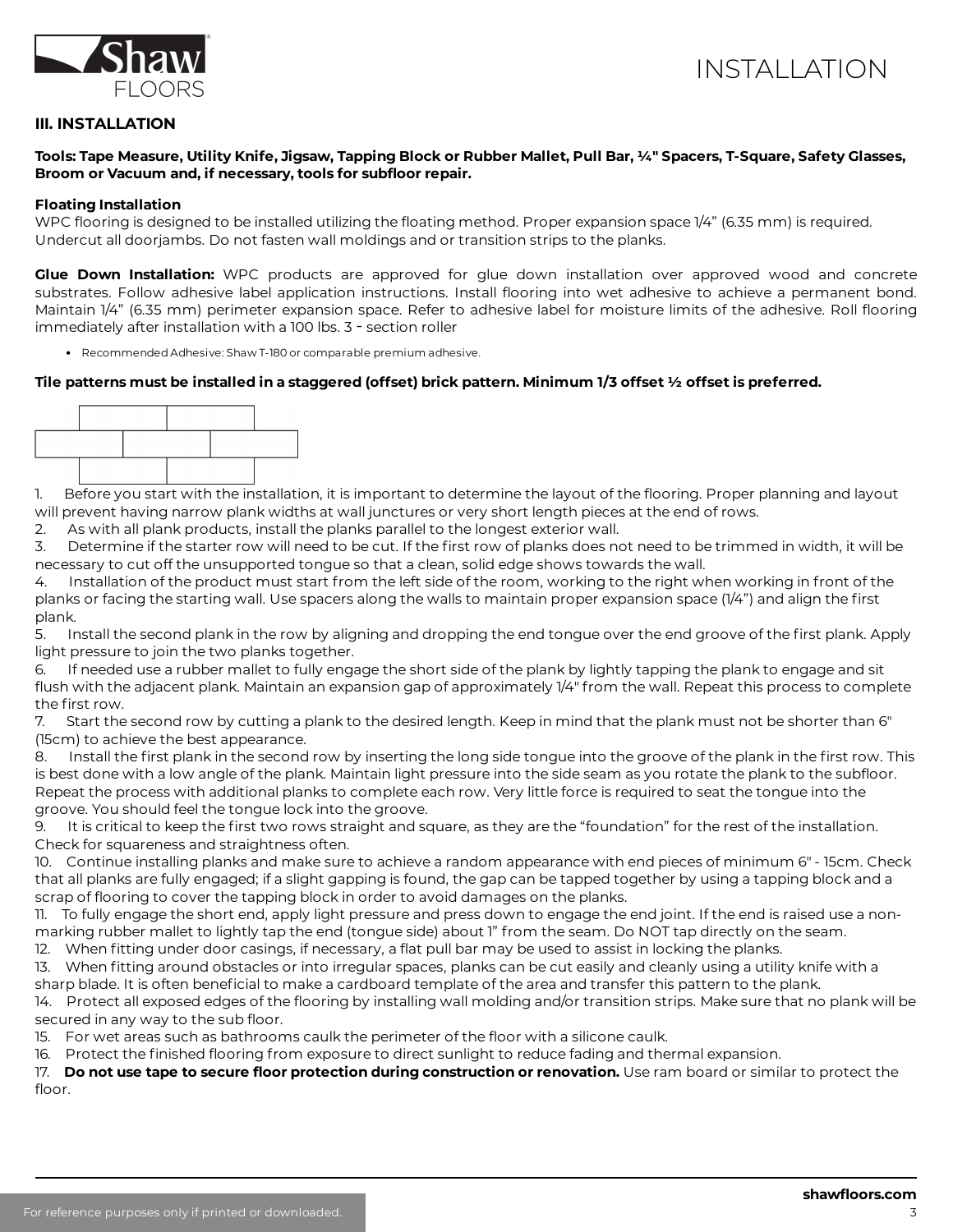## III. INSTALLATION

**Tools: Tape Measure, Utility Knife, Jigsaw, Tapping Block or Rubber Mallet, Pull Bar, ¼" Spacers, T-Square, Safety Glasses, Broom or Vacuum and, if necessary, tools for subfloor repair.**

**Floating Installation**

WPC flooring is designed to be installed utilizing the floating method. Proper expansion space 1/4" (6.35 mm) is required. Undercut all doorjambs. Do not fasten wall moldings and or transition strips to the planks.

**Glue Down Installation:** WPC products are approved for glue down installation over approved wood and concrete substrates. Follow adhesive label application instructions. Install flooring into wet adhesive to achieve a permanent bond. Maintain 1/4" (6.35 mm) perimeter expansion space. Refer to adhesive label for moisture limits of the adhesive. Roll flooring immediately after installation with a 100 lbs. 3 - section roller

- Recommended Adhesive: Shaw T-180 or comparable premium adhesive.

**Tile patterns must be installed in a staggered (offset) brick pattern. Minimum 1/3 offset ½ offset is preferred.**

1. Before you start with the installation, it is important to determine the layout of the flooring. Proper planning and layout will prevent having narrow plank widths at wall junctures or very short length pieces at the end of rows.
2. As with all plank products, install the planks parallel to the longest exterior wall.
3. Determine if the starter row will need to be cut. If the first row of planks does not need to be trimmed in width, it will be necessary to cut off the unsupported tongue so that a clean, solid edge shows towards the wall.
4. Installation of the product must start from the left side of the room, working to the right when working in front of the planks or facing the starting wall. Use spacers along the walls to maintain proper expansion space (1/4") and align the first plank.
5. Install the second plank in the row by aligning and dropping the end tongue over the end groove of the first plank. Apply light pressure to join the two planks together.
6. If needed use a rubber mallet to fully engage the short side of the plank by lightly tapping the plank to engage and sit flush with the adjacent plank. Maintain an expansion gap of approximately 1/4" from the wall. Repeat this process to complete the first row.
7. Start the second row by cutting a plank to the desired length. Keep in mind that the plank must not be shorter than 6" (15cm) to achieve the best appearance.
8. Install the first plank in the second row by inserting the long side tongue into the groove of the plank in the first row. This is best done with a low angle of the plank. Maintain light pressure into the side seam as you rotate the plank to the subfloor. Repeat the process with additional planks to complete each row. Very little force is required to seat the tongue into the groove. You should feel the tongue lock into the groove.
9. It is critical to keep the first two rows straight and square, as they are the "foundation" for the rest of the installation. Check for squareness and straightness often.
10. Continue installing planks and make sure to achieve a random appearance with end pieces of minimum 6" - 15cm. Check that all planks are fully engaged; if a slight gapping is found, the gap can be tapped together by using a tapping block and a scrap of flooring to cover the tapping block in order to avoid damages on the planks.
11. To fully engage the short end, apply light pressure and press down to engage the end joint. If the end is raised use a non-marking rubber mallet to lightly tap the end (tongue side) about 1" from the seam. Do NOT tap directly on the seam.
12. When fitting under door casings, if necessary, a flat pull bar may be used to assist in locking the planks.
13. When fitting around obstacles or into irregular spaces, planks can be cut easily and cleanly using a utility knife with a sharp blade. It is often beneficial to make a cardboard template of the area and transfer this pattern to the plank.
14. Protect all exposed edges of the flooring by installing wall molding and/or transition strips. Make sure that no plank will be secured in any way to the sub floor.
15. For wet areas such as bathrooms caulk the perimeter of the floor with a silicone caulk.
16. Protect the finished flooring from exposure to direct sunlight to reduce fading and thermal expansion.
17. **Do not use tape to secure floor protection during construction or renovation.** Use ram board or similar to protect the floor.